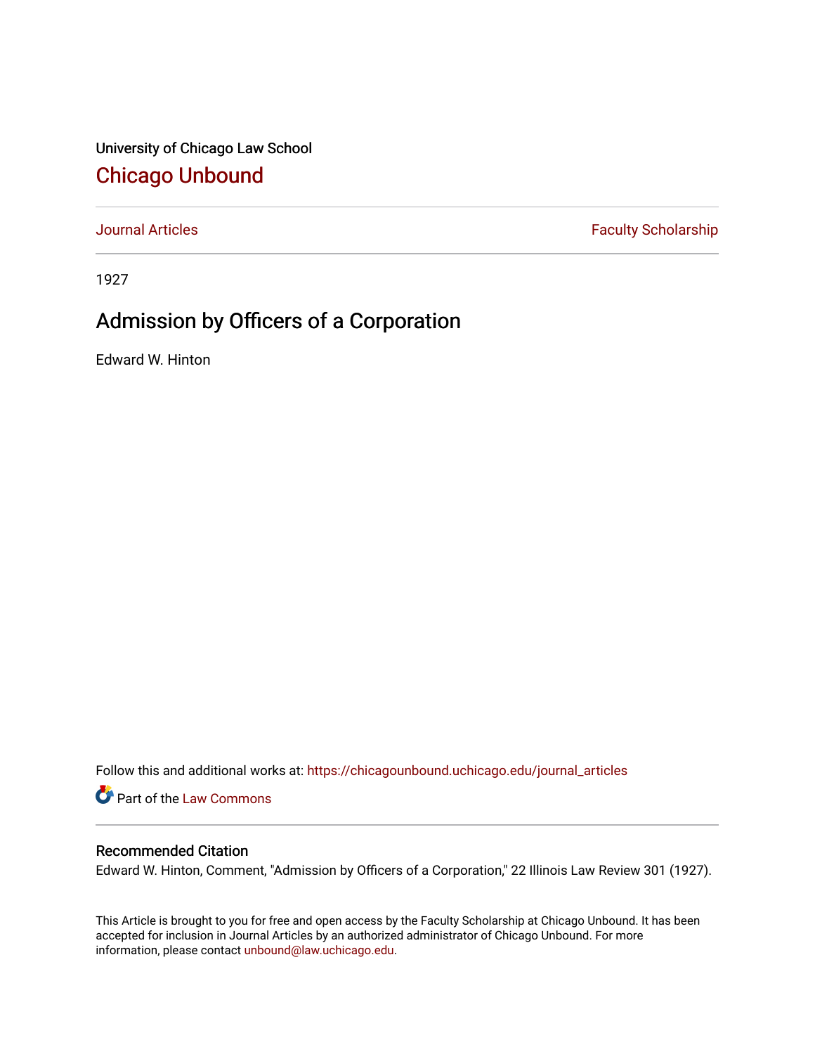University of Chicago Law School

# Chicago Unbound

Journal Articles | Faculty Scholarship

1927

## Admission by Officers of a Corporation

Edward W. Hinton

Follow this and additional works at: https://chicagounbound.uchicago.edu/journal_articles

Part of the Law Commons

### Recommended Citation

Edward W. Hinton, Comment, "Admission by Officers of a Corporation," 22 Illinois Law Review 301 (1927).

This Article is brought to you for free and open access by the Faculty Scholarship at Chicago Unbound. It has been accepted for inclusion in Journal Articles by an authorized administrator of Chicago Unbound. For more information, please contact unbound@law.uchicago.edu.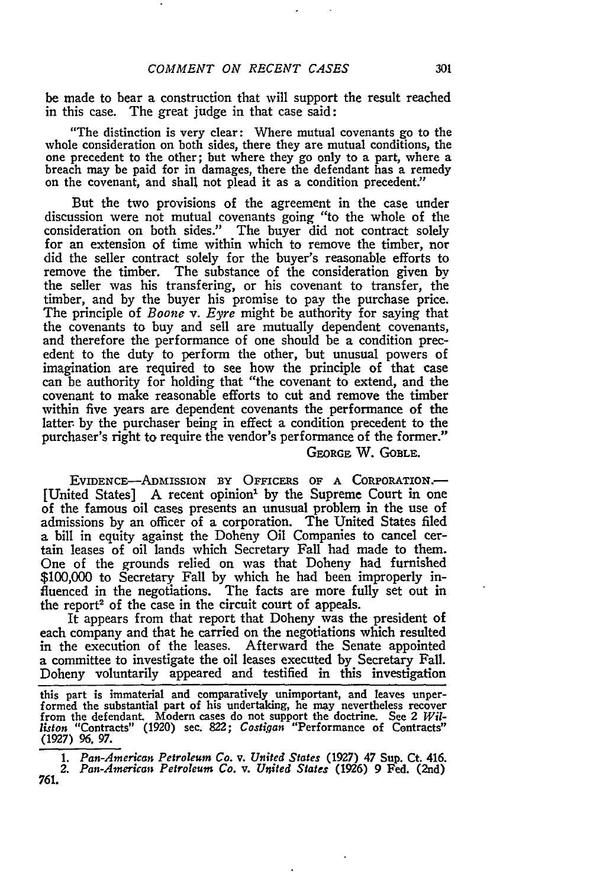be made to bear a construction that will support the result reached in this case. The great judge in that case said:

> "The distinction is very clear: Where mutual covenants go to the whole consideration on both sides, there they are mutual conditions, the one precedent to the other; but where they go only to a part, where a breach may be paid for in damages, there the defendant has a remedy on the covenant, and shall not plead it as a condition precedent."

But the two provisions of the agreement in the case under discussion were not mutual covenants going "to the whole of the consideration on both sides." The buyer did not contract solely for an extension of time within which to remove the timber, nor did the seller contract solely for the buyer's reasonable efforts to remove the timber. The substance of the consideration given by the seller was his transfering, or his covenant to transfer, the timber, and by the buyer his promise to pay the purchase price. The principle of *Boone* v. *Eyre* might be authority for saying that the covenants to buy and sell are mutually dependent covenants, and therefore the performance of one should be a condition precedent to the duty to perform the other, but unusual powers of imagination are required to see how the principle of that case can be authority for holding that "the covenant to extend, and the covenant to make reasonable efforts to cut and remove the timber within five years are dependent covenants the performance of the latter by the purchaser being in effect a condition precedent to the purchaser's right to require the vendor's performance of the former."

GEORGE W. GOBLE.

EVIDENCE—ADMISSION BY OFFICERS OF A CORPORATION.—[United States] A recent opinion[1] by the Supreme Court in one of the famous oil cases presents an unusual problem in the use of admissions by an officer of a corporation. The United States filed a bill in equity against the Doheny Oil Companies to cancel certain leases of oil lands which Secretary Fall had made to them. One of the grounds relied on was that Doheny had furnished $100,000 to Secretary Fall by which he had been improperly influenced in the negotiations. The facts are more fully set out in the report[2] of the case in the circuit court of appeals.

It appears from that report that Doheny was the president of each company and that he carried on the negotiations which resulted in the execution of the leases. Afterward the Senate appointed a committee to investigate the oil leases executed by Secretary Fall. Doheny voluntarily appeared and testified in this investigation

---

this part is immaterial and comparatively unimportant, and leaves unperformed the substantial part of his undertaking, he may nevertheless recover from the defendant. Modern cases do not support the doctrine. See 2 *Williston* "Contracts" (1920) sec. 822; *Costigan* "Performance of Contracts" (1927) 96, 97.

1. *Pan-American Petroleum Co.* v. *United States* (1927) 47 Sup. Ct. 416.
2. *Pan-American Petroleum Co.* v. *United States* (1926) 9 Fed. (2nd) 761.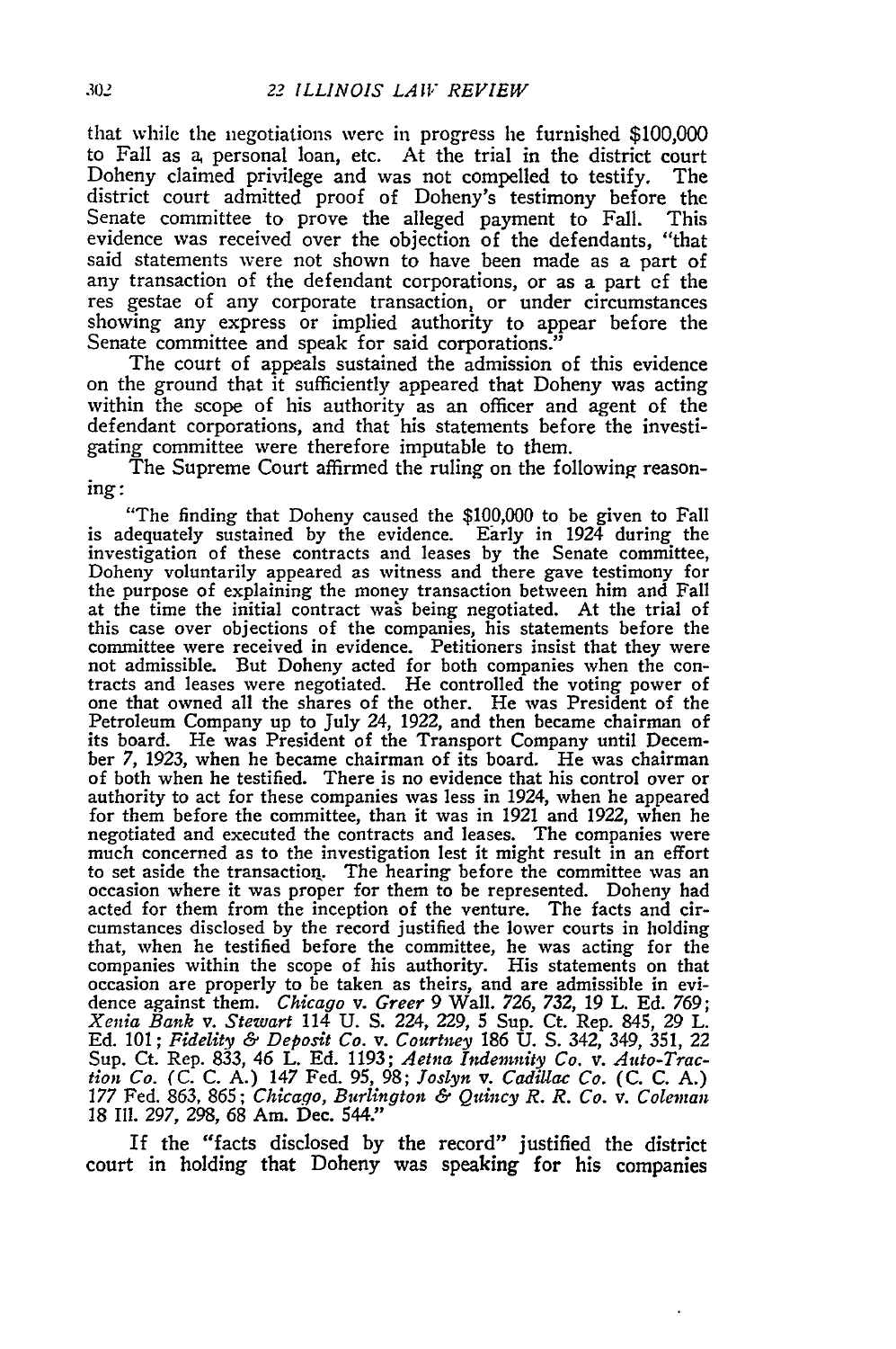that while the negotiations were in progress he furnished $100,000 to Fall as a personal loan, etc. At the trial in the district court Doheny claimed privilege and was not compelled to testify. The district court admitted proof of Doheny's testimony before the Senate committee to prove the alleged payment to Fall. This evidence was received over the objection of the defendants, "that said statements were not shown to have been made as a part of any transaction of the defendant corporations, or as a part of the res gestae of any corporate transaction, or under circumstances showing any express or implied authority to appear before the Senate committee and speak for said corporations."

The court of appeals sustained the admission of this evidence on the ground that it sufficiently appeared that Doheny was acting within the scope of his authority as an officer and agent of the defendant corporations, and that his statements before the investigating committee were therefore imputable to them.

The Supreme Court affirmed the ruling on the following reasoning:

> "The finding that Doheny caused the $100,000 to be given to Fall is adequately sustained by the evidence. Early in 1924 during the investigation of these contracts and leases by the Senate committee, Doheny voluntarily appeared as witness and there gave testimony for the purpose of explaining the money transaction between him and Fall at the time the initial contract was being negotiated. At the trial of this case over objections of the companies, his statements before the committee were received in evidence. Petitioners insist that they were not admissible. But Doheny acted for both companies when the contracts and leases were negotiated. He controlled the voting power of one that owned all the shares of the other. He was President of the Petroleum Company up to July 24, 1922, and then became chairman of its board. He was President of the Transport Company until December 7, 1923, when he became chairman of its board. He was chairman of both when he testified. There is no evidence that his control over or authority to act for these companies was less in 1924, when he appeared for them before the committee, than it was in 1921 and 1922, when he negotiated and executed the contracts and leases. The companies were much concerned as to the investigation lest it might result in an effort to set aside the transaction. The hearing before the committee was an occasion where it was proper for them to be represented. Doheny had acted for them from the inception of the venture. The facts and circumstances disclosed by the record justified the lower courts in holding that, when he testified before the committee, he was acting for the companies within the scope of his authority. His statements on that occasion are properly to be taken as theirs, and are admissible in evidence against them. *Chicago* v. *Greer* 9 Wall. 726, 732, 19 L. Ed. 769; *Xenia Bank* v. *Stewart* 114 U. S. 224, 229, 5 Sup. Ct. Rep. 845, 29 L. Ed. 101; *Fidelity & Deposit Co.* v. *Courtney* 186 U. S. 342, 349, 351, 22 Sup. Ct. Rep. 833, 46 L. Ed. 1193; *Aetna Indemnity Co.* v. *Auto-Traction Co.* (C. C. A.) 147 Fed. 95, 98; *Joslyn* v. *Cadillac Co.* (C. C. A.) 177 Fed. 863, 865; *Chicago, Burlington & Quincy R. R. Co.* v. *Coleman* 18 Ill. 297, 298, 68 Am. Dec. 544."

If the "facts disclosed by the record" justified the district court in holding that Doheny was speaking for his companies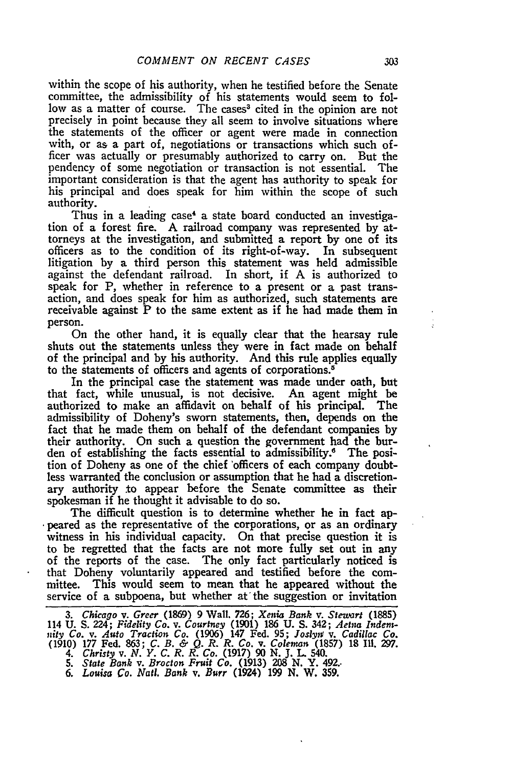within the scope of his authority, when he testified before the Senate committee, the admissibility of his statements would seem to follow as a matter of course. The cases[3] cited in the opinion are not precisely in point because they all seem to involve situations where the statements of the officer or agent were made in connection with, or as a part of, negotiations or transactions which such officer was actually or presumably authorized to carry on. But the pendency of some negotiation or transaction is not essential. The important consideration is that the agent has authority to speak for his principal and does speak for him within the scope of such authority.

Thus in a leading case[4] a state board conducted an investigation of a forest fire. A railroad company was represented by attorneys at the investigation, and submitted a report by one of its officers as to the condition of its right-of-way. In subsequent litigation by a third person this statement was held admissible against the defendant railroad. In short, if A is authorized to speak for P, whether in reference to a present or a past transaction, and does speak for him as authorized, such statements are receivable against P to the same extent as if he had made them in person.

On the other hand, it is equally clear that the hearsay rule shuts out the statements unless they were in fact made on behalf of the principal and by his authority. And this rule applies equally to the statements of officers and agents of corporations.[5]

In the principal case the statement was made under oath, but that fact, while unusual, is not decisive. An agent might be authorized to make an affidavit on behalf of his principal. The admissibility of Doheny's sworn statements, then, depends on the fact that he made them on behalf of the defendant companies by their authority. On such a question the government had the burden of establishing the facts essential to admissibility.[6] The position of Doheny as one of the chief officers of each company doubtless warranted the conclusion or assumption that he had a discretionary authority to appear before the Senate committee as their spokesman if he thought it advisable to do so.

The difficult question is to determine whether he in fact appeared as the representative of the corporations, or as an ordinary witness in his individual capacity. On that precise question it is to be regretted that the facts are not more fully set out in any of the reports of the case. The only fact particularly noticed is that Doheny voluntarily appeared and testified before the committee. This would seem to mean that he appeared without the service of a subpoena, but whether at the suggestion or invitation

---

3. *Chicago* v. *Greer* (1869) 9 Wall. 726; *Xenia Bank* v. *Stewart* (1885) 114 U. S. 224; *Fidelity Co.* v. *Courtney* (1901) 186 U. S. 342; *Aetna Indemnity Co.* v. *Auto Traction Co.* (1906) 147 Fed. 95; *Joslyn* v. *Cadillac Co.* (1910) 177 Fed. 863; *C. B. & Q. R. R. Co.* v. *Coleman* (1857) 18 Ill. 297.

4. *Christy* v. *N. Y. C. R. R. Co.* (1917) 90 N. J. L. 540.

5. *State Bank* v. *Brocton Fruit Co.* (1913) 208 N. Y. 492.

6. *Louisa Co. Natl. Bank* v. *Burr* (1924) 199 N. W. 359.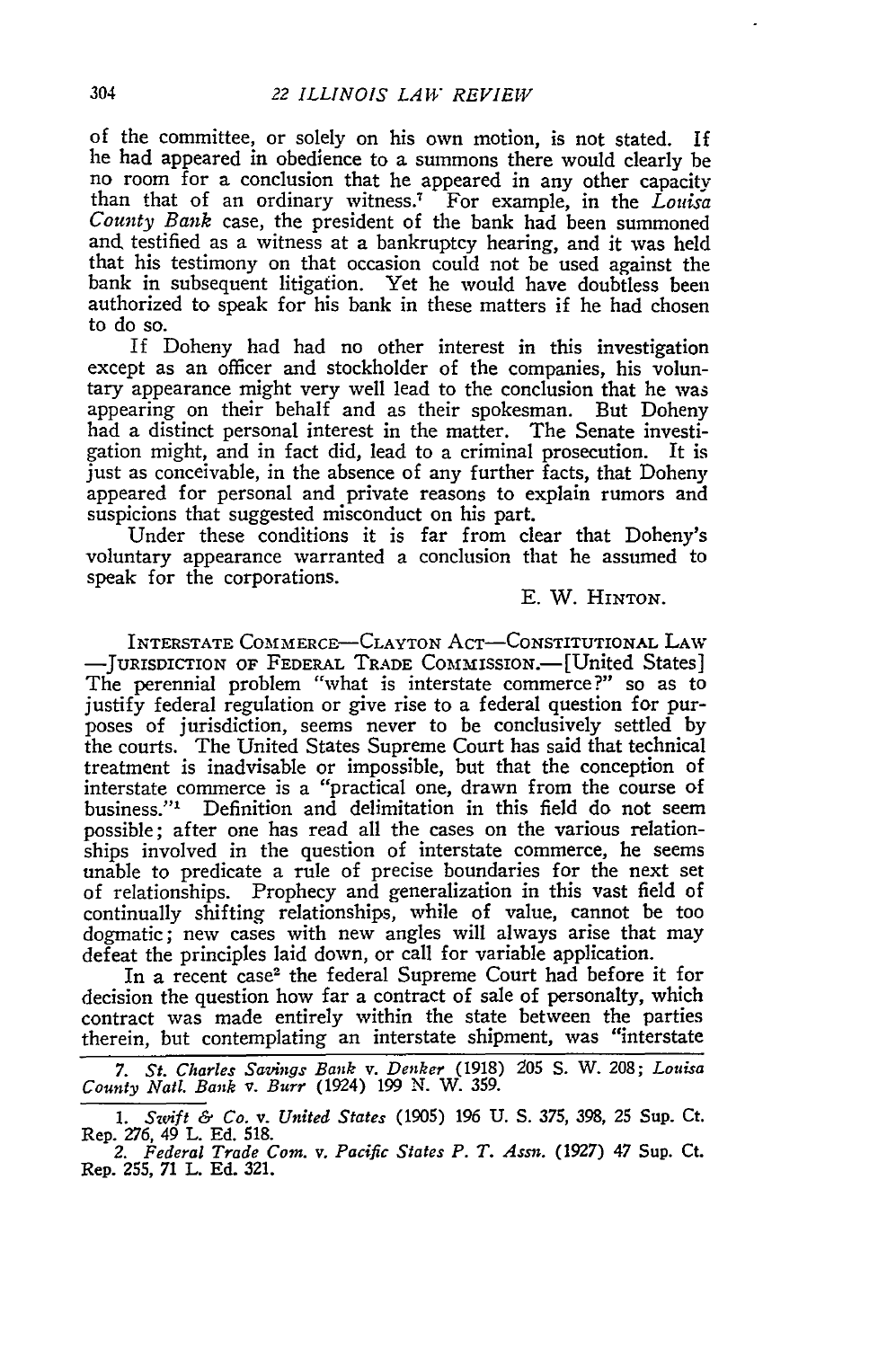of the committee, or solely on his own motion, is not stated. If he had appeared in obedience to a summons there would clearly be no room for a conclusion that he appeared in any other capacity than that of an ordinary witness.[7] For example, in the *Louisa County Bank* case, the president of the bank had been summoned and testified as a witness at a bankruptcy hearing, and it was held that his testimony on that occasion could not be used against the bank in subsequent litigation. Yet he would have doubtless been authorized to speak for his bank in these matters if he had chosen to do so.

If Doheny had had no other interest in this investigation except as an officer and stockholder of the companies, his voluntary appearance might very well lead to the conclusion that he was appearing on their behalf and as their spokesman. But Doheny had a distinct personal interest in the matter. The Senate investigation might, and in fact did, lead to a criminal prosecution. It is just as conceivable, in the absence of any further facts, that Doheny appeared for personal and private reasons to explain rumors and suspicions that suggested misconduct on his part.

Under these conditions it is far from clear that Doheny's voluntary appearance warranted a conclusion that he assumed to speak for the corporations.

E. W. HINTON.

INTERSTATE COMMERCE—CLAYTON ACT—CONSTITUTIONAL LAW—JURISDICTION OF FEDERAL TRADE COMMISSION.—[United States] The perennial problem "what is interstate commerce?" so as to justify federal regulation or give rise to a federal question for purposes of jurisdiction, seems never to be conclusively settled by the courts. The United States Supreme Court has said that technical treatment is inadvisable or impossible, but that the conception of interstate commerce is a "practical one, drawn from the course of business."[1] Definition and delimitation in this field do not seem possible; after one has read all the cases on the various relationships involved in the question of interstate commerce, he seems unable to predicate a rule of precise boundaries for the next set of relationships. Prophecy and generalization in this vast field of continually shifting relationships, while of value, cannot be too dogmatic; new cases with new angles will always arise that may defeat the principles laid down, or call for variable application.

In a recent case[2] the federal Supreme Court had before it for decision the question how far a contract of sale of personalty, which contract was made entirely within the state between the parties therein, but contemplating an interstate shipment, was "interstate

---

7. *St. Charles Savings Bank v. Denker* (1918) 205 S. W. 208; *Louisa County Natl. Bank v. Burr* (1924) 199 N. W. 359.

1. *Swift & Co. v. United States* (1905) 196 U. S. 375, 398, 25 Sup. Ct. Rep. 276, 49 L. Ed. 518.

2. *Federal Trade Com. v. Pacific States P. T. Assn.* (1927) 47 Sup. Ct. Rep. 255, 71 L. Ed. 321.